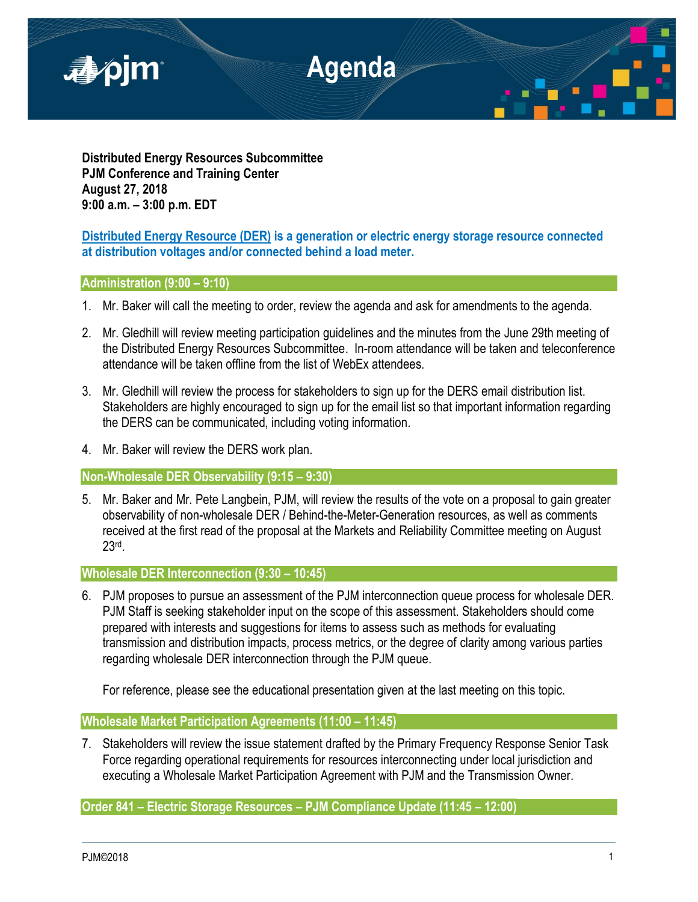# Agenda

**Distributed Energy Resources Subcommittee**
**PJM Conference and Training Center**
**August 27, 2018**
**9:00 a.m. – 3:00 p.m. EDT**

**Distributed Energy Resource (DER) is a generation or electric energy storage resource connected at distribution voltages and/or connected behind a load meter.**

## Administration (9:00 – 9:10)

1. Mr. Baker will call the meeting to order, review the agenda and ask for amendments to the agenda.
2. Mr. Gledhill will review meeting participation guidelines and the minutes from the June 29th meeting of the Distributed Energy Resources Subcommittee. In-room attendance will be taken and teleconference attendance will be taken offline from the list of WebEx attendees.
3. Mr. Gledhill will review the process for stakeholders to sign up for the DERS email distribution list. Stakeholders are highly encouraged to sign up for the email list so that important information regarding the DERS can be communicated, including voting information.
4. Mr. Baker will review the DERS work plan.

## Non-Wholesale DER Observability (9:15 – 9:30)

5. Mr. Baker and Mr. Pete Langbein, PJM, will review the results of the vote on a proposal to gain greater observability of non-wholesale DER / Behind-the-Meter-Generation resources, as well as comments received at the first read of the proposal at the Markets and Reliability Committee meeting on August 23rd.

## Wholesale DER Interconnection (9:30 – 10:45)

6. PJM proposes to pursue an assessment of the PJM interconnection queue process for wholesale DER. PJM Staff is seeking stakeholder input on the scope of this assessment. Stakeholders should come prepared with interests and suggestions for items to assess such as methods for evaluating transmission and distribution impacts, process metrics, or the degree of clarity among various parties regarding wholesale DER interconnection through the PJM queue.

   For reference, please see the educational presentation given at the last meeting on this topic.

## Wholesale Market Participation Agreements (11:00 – 11:45)

7. Stakeholders will review the issue statement drafted by the Primary Frequency Response Senior Task Force regarding operational requirements for resources interconnecting under local jurisdiction and executing a Wholesale Market Participation Agreement with PJM and the Transmission Owner.

## Order 841 – Electric Storage Resources – PJM Compliance Update (11:45 – 12:00)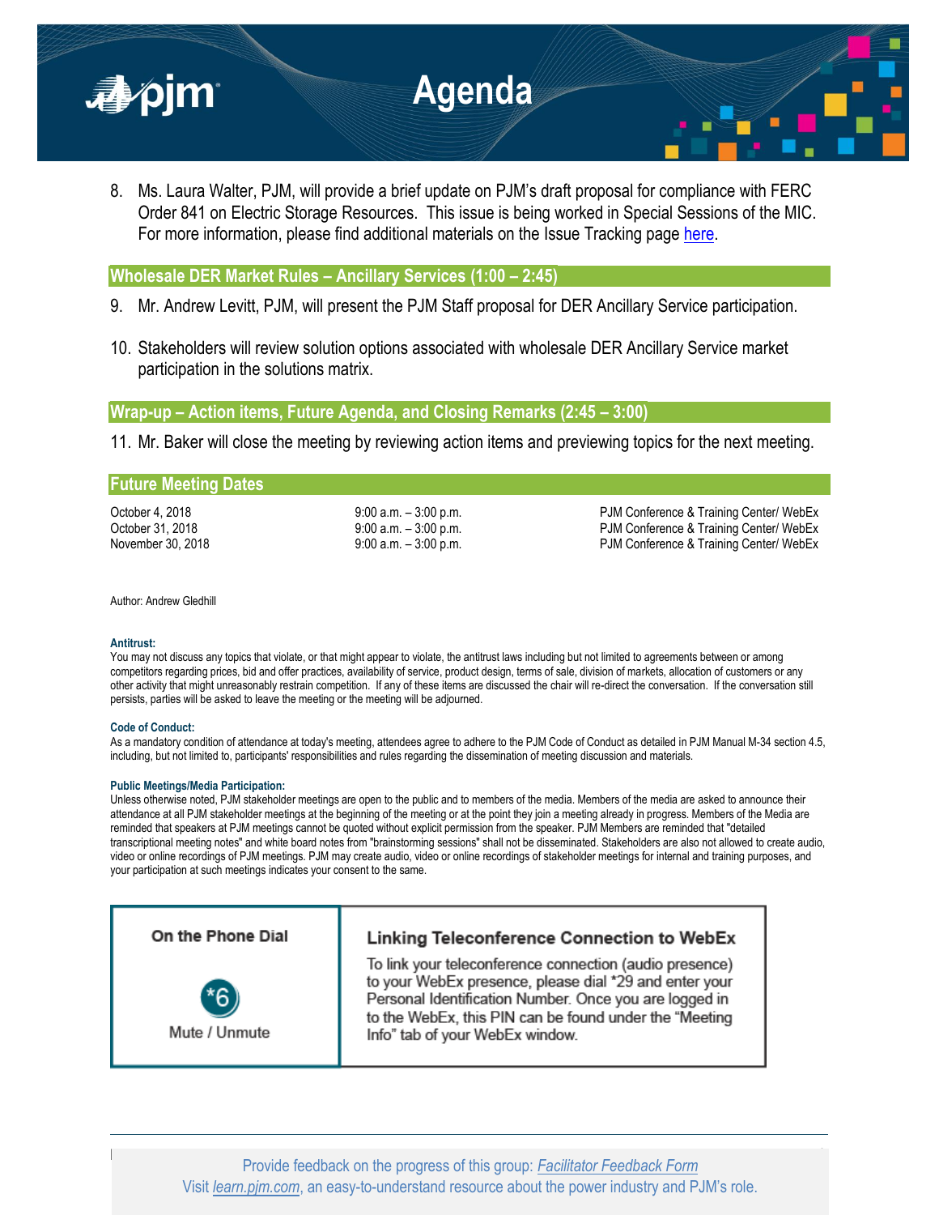8. Ms. Laura Walter, PJM, will provide a brief update on PJM's draft proposal for compliance with FERC Order 841 on Electric Storage Resources. This issue is being worked in Special Sessions of the MIC. For more information, please find additional materials on the Issue Tracking page here.

## Wholesale DER Market Rules – Ancillary Services (1:00 – 2:45)

9. Mr. Andrew Levitt, PJM, will present the PJM Staff proposal for DER Ancillary Service participation.

10. Stakeholders will review solution options associated with wholesale DER Ancillary Service market participation in the solutions matrix.

## Wrap-up – Action items, Future Agenda, and Closing Remarks (2:45 – 3:00)

11. Mr. Baker will close the meeting by reviewing action items and previewing topics for the next meeting.

## Future Meeting Dates

| | | |
|---|---|---|
| October 4, 2018 | 9:00 a.m. – 3:00 p.m. | PJM Conference & Training Center/ WebEx |
| October 31, 2018 | 9:00 a.m. – 3:00 p.m. | PJM Conference & Training Center/ WebEx |
| November 30, 2018 | 9:00 a.m. – 3:00 p.m. | PJM Conference & Training Center/ WebEx |

Author: Andrew Gledhill

**Antitrust:**
You may not discuss any topics that violate, or that might appear to violate, the antitrust laws including but not limited to agreements between or among competitors regarding prices, bid and offer practices, availability of service, product design, terms of sale, division of markets, allocation of customers or any other activity that might unreasonably restrain competition. If any of these items are discussed the chair will re-direct the conversation. If the conversation still persists, parties will be asked to leave the meeting or the meeting will be adjourned.

**Code of Conduct:**
As a mandatory condition of attendance at today's meeting, attendees agree to adhere to the PJM Code of Conduct as detailed in PJM Manual M-34 section 4.5, including, but not limited to, participants' responsibilities and rules regarding the dissemination of meeting discussion and materials.

**Public Meetings/Media Participation:**
Unless otherwise noted, PJM stakeholder meetings are open to the public and to members of the media. Members of the media are asked to announce their attendance at all PJM stakeholder meetings at the beginning of the meeting or at the point they join a meeting already in progress. Members of the Media are reminded that speakers at PJM meetings cannot be quoted without explicit permission from the speaker. PJM Members are reminded that "detailed transcriptional meeting notes" and white board notes from "brainstorming sessions" shall not be disseminated. Stakeholders are also not allowed to create audio, video or online recordings of PJM meetings. PJM may create audio, video or online recordings of stakeholder meetings for internal and training purposes, and your participation at such meetings indicates your consent to the same.

| On the Phone Dial | Linking Teleconference Connection to WebEx |
|---|---|
| *6 Mute / Unmute | To link your teleconference connection (audio presence) to your WebEx presence, please dial *29 and enter your Personal Identification Number. Once you are logged in to the WebEx, this PIN can be found under the "Meeting Info" tab of your WebEx window. |

Provide feedback on the progress of this group: *Facilitator Feedback Form*

Visit *learn.pjm.com*, an easy-to-understand resource about the power industry and PJM's role.